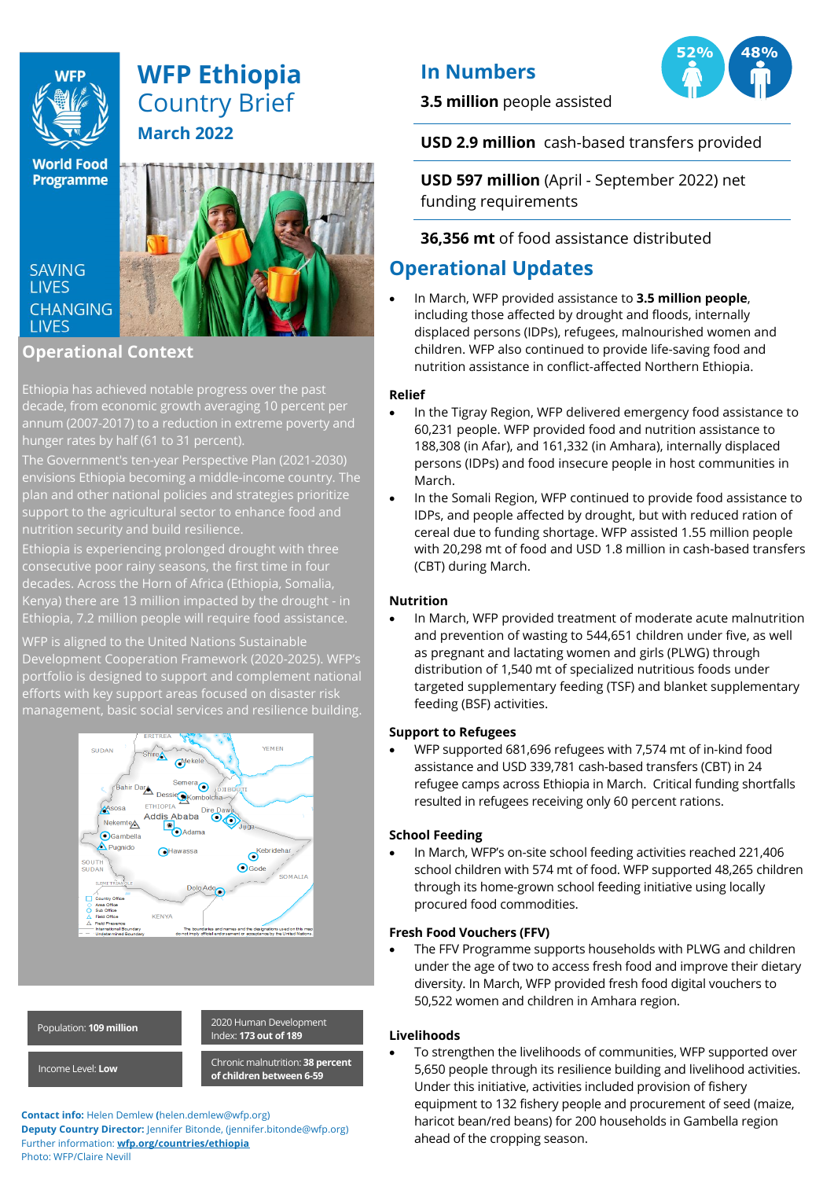# WFP Ethiopia Country Brief

## March 2022

SAVING LIVES CHANGING LIVES

## In Numbers

**3.5 million** people assisted

52% 48%

**USD 2.9 million** cash-based transfers provided

**USD 597 million** (April - September 2022) net funding requirements

**36,356 mt** of food assistance distributed

## Operational Context

Ethiopia has achieved notable progress over the past decade, from economic growth averaging 10 percent per annum (2007-2017) to a reduction in extreme poverty and hunger rates by half (61 to 31 percent).

The Government's ten-year Perspective Plan (2021-2030) envisions Ethiopia becoming a middle-income country. The plan and other national policies and strategies prioritize support to the agricultural sector to enhance food and nutrition security and build resilience.

Ethiopia is experiencing prolonged drought with three consecutive poor rainy seasons, the first time in four decades. Across the Horn of Africa (Ethiopia, Somalia, Kenya) there are 13 million impacted by the drought - in Ethiopia, 7.2 million people will require food assistance.

WFP is aligned to the United Nations Sustainable Development Cooperation Framework (2020-2025). WFP's portfolio is designed to support and complement national efforts with key support areas focused on disaster risk management, basic social services and resilience building.

| | |
|---|---|
| Population: **109 million** | 2020 Human Development Index: **173 out of 189** |
| Income Level: **Low** | Chronic malnutrition: **38 percent of children between 6-59** |

**Contact info:** Helen Demlew (helen.demlew@wfp.org)
**Deputy Country Director:** Jennifer Bitonde, (jennifer.bitonde@wfp.org)
Further information: **wfp.org/countries/ethiopia**
Photo: WFP/Claire Nevill

## Operational Updates

- In March, WFP provided assistance to **3.5 million people**, including those affected by drought and floods, internally displaced persons (IDPs), refugees, malnourished women and children. WFP also continued to provide life-saving food and nutrition assistance in conflict-affected Northern Ethiopia.

### Relief

- In the Tigray Region, WFP delivered emergency food assistance to 60,231 people. WFP provided food and nutrition assistance to 188,308 (in Afar), and 161,332 (in Amhara), internally displaced persons (IDPs) and food insecure people in host communities in March.
- In the Somali Region, WFP continued to provide food assistance to IDPs, and people affected by drought, but with reduced ration of cereal due to funding shortage. WFP assisted 1.55 million people with 20,298 mt of food and USD 1.8 million in cash-based transfers (CBT) during March.

### Nutrition

- In March, WFP provided treatment of moderate acute malnutrition and prevention of wasting to 544,651 children under five, as well as pregnant and lactating women and girls (PLWG) through distribution of 1,540 mt of specialized nutritious foods under targeted supplementary feeding (TSF) and blanket supplementary feeding (BSF) activities.

### Support to Refugees

- WFP supported 681,696 refugees with 7,574 mt of in-kind food assistance and USD 339,781 cash-based transfers (CBT) in 24 refugee camps across Ethiopia in March. Critical funding shortfalls resulted in refugees receiving only 60 percent rations.

### School Feeding

- In March, WFP's on-site school feeding activities reached 221,406 school children with 574 mt of food. WFP supported 48,265 children through its home-grown school feeding initiative using locally procured food commodities.

### Fresh Food Vouchers (FFV)

- The FFV Programme supports households with PLWG and children under the age of two to access fresh food and improve their dietary diversity. In March, WFP provided fresh food digital vouchers to 50,522 women and children in Amhara region.

### Livelihoods

- To strengthen the livelihoods of communities, WFP supported over 5,650 people through its resilience building and livelihood activities. Under this initiative, activities included provision of fishery equipment to 132 fishery people and procurement of seed (maize, haricot bean/red beans) for 200 households in Gambella region ahead of the cropping season.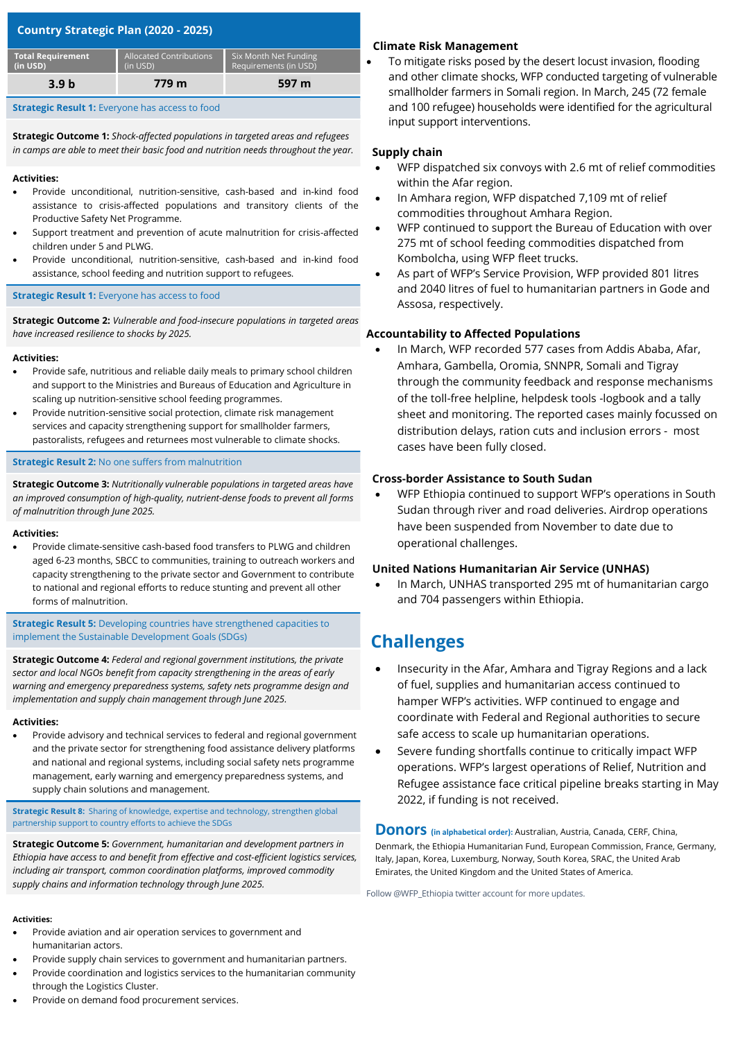## Country Strategic Plan (2020 - 2025)

| Total Requirement (in USD) | Allocated Contributions (in USD) | Six Month Net Funding Requirements (in USD) |
|---|---|---|
| 3.9 b | 779 m | 597 m |

**Strategic Result 1:** Everyone has access to food

**Strategic Outcome 1:** *Shock-affected populations in targeted areas and refugees in camps are able to meet their basic food and nutrition needs throughout the year.*

**Activities:**

- Provide unconditional, nutrition-sensitive, cash-based and in-kind food assistance to crisis-affected populations and transitory clients of the Productive Safety Net Programme.
- Support treatment and prevention of acute malnutrition for crisis-affected children under 5 and PLWG.
- Provide unconditional, nutrition-sensitive, cash-based and in-kind food assistance, school feeding and nutrition support to refugees.

**Strategic Result 1:** Everyone has access to food

**Strategic Outcome 2:** *Vulnerable and food-insecure populations in targeted areas have increased resilience to shocks by 2025.*

**Activities:**

- Provide safe, nutritious and reliable daily meals to primary school children and support to the Ministries and Bureaus of Education and Agriculture in scaling up nutrition-sensitive school feeding programmes.
- Provide nutrition-sensitive social protection, climate risk management services and capacity strengthening support for smallholder farmers, pastoralists, refugees and returnees most vulnerable to climate shocks.

**Strategic Result 2:** No one suffers from malnutrition

**Strategic Outcome 3:** *Nutritionally vulnerable populations in targeted areas have an improved consumption of high-quality, nutrient-dense foods to prevent all forms of malnutrition through June 2025.*

**Activities:**

- Provide climate-sensitive cash-based food transfers to PLWG and children aged 6-23 months, SBCC to communities, training to outreach workers and capacity strengthening to the private sector and Government to contribute to national and regional efforts to reduce stunting and prevent all other forms of malnutrition.

**Strategic Result 5:** Developing countries have strengthened capacities to implement the Sustainable Development Goals (SDGs)

**Strategic Outcome 4:** *Federal and regional government institutions, the private sector and local NGOs benefit from capacity strengthening in the areas of early warning and emergency preparedness systems, safety nets programme design and implementation and supply chain management through June 2025.*

**Activities:**

- Provide advisory and technical services to federal and regional government and the private sector for strengthening food assistance delivery platforms and national and regional systems, including social safety nets programme management, early warning and emergency preparedness systems, and supply chain solutions and management.

**Strategic Result 8:** Sharing of knowledge, expertise and technology, strengthen global partnership support to country efforts to achieve the SDGs

**Strategic Outcome 5:** *Government, humanitarian and development partners in Ethiopia have access to and benefit from effective and cost-efficient logistics services, including air transport, common coordination platforms, improved commodity supply chains and information technology through June 2025.*

**Activities:**

- Provide aviation and air operation services to government and humanitarian actors.
- Provide supply chain services to government and humanitarian partners.
- Provide coordination and logistics services to the humanitarian community through the Logistics Cluster.
- Provide on demand food procurement services.

### Climate Risk Management

- To mitigate risks posed by the desert locust invasion, flooding and other climate shocks, WFP conducted targeting of vulnerable smallholder farmers in Somali region. In March, 245 (72 female and 100 refugee) households were identified for the agricultural input support interventions.

### Supply chain

- WFP dispatched six convoys with 2.6 mt of relief commodities within the Afar region.
- In Amhara region, WFP dispatched 7,109 mt of relief commodities throughout Amhara Region.
- WFP continued to support the Bureau of Education with over 275 mt of school feeding commodities dispatched from Kombolcha, using WFP fleet trucks.
- As part of WFP's Service Provision, WFP provided 801 litres and 2040 litres of fuel to humanitarian partners in Gode and Assosa, respectively.

### Accountability to Affected Populations

- In March, WFP recorded 577 cases from Addis Ababa, Afar, Amhara, Gambella, Oromia, SNNPR, Somali and Tigray through the community feedback and response mechanisms of the toll-free helpline, helpdesk tools -logbook and a tally sheet and monitoring. The reported cases mainly focussed on distribution delays, ration cuts and inclusion errors - most cases have been fully closed.

### Cross-border Assistance to South Sudan

- WFP Ethiopia continued to support WFP's operations in South Sudan through river and road deliveries. Airdrop operations have been suspended from November to date due to operational challenges.

### United Nations Humanitarian Air Service (UNHAS)

- In March, UNHAS transported 295 mt of humanitarian cargo and 704 passengers within Ethiopia.

## Challenges

- Insecurity in the Afar, Amhara and Tigray Regions and a lack of fuel, supplies and humanitarian access continued to hamper WFP's activities. WFP continued to engage and coordinate with Federal and Regional authorities to secure safe access to scale up humanitarian operations.
- Severe funding shortfalls continue to critically impact WFP operations. WFP's largest operations of Relief, Nutrition and Refugee assistance face critical pipeline breaks starting in May 2022, if funding is not received.

## Donors

**(in alphabetical order):** Australian, Austria, Canada, CERF, China, Denmark, the Ethiopia Humanitarian Fund, European Commission, France, Germany, Italy, Japan, Korea, Luxemburg, Norway, South Korea, SRAC, the United Arab Emirates, the United Kingdom and the United States of America.

Follow @WFP_Ethiopia twitter account for more updates.